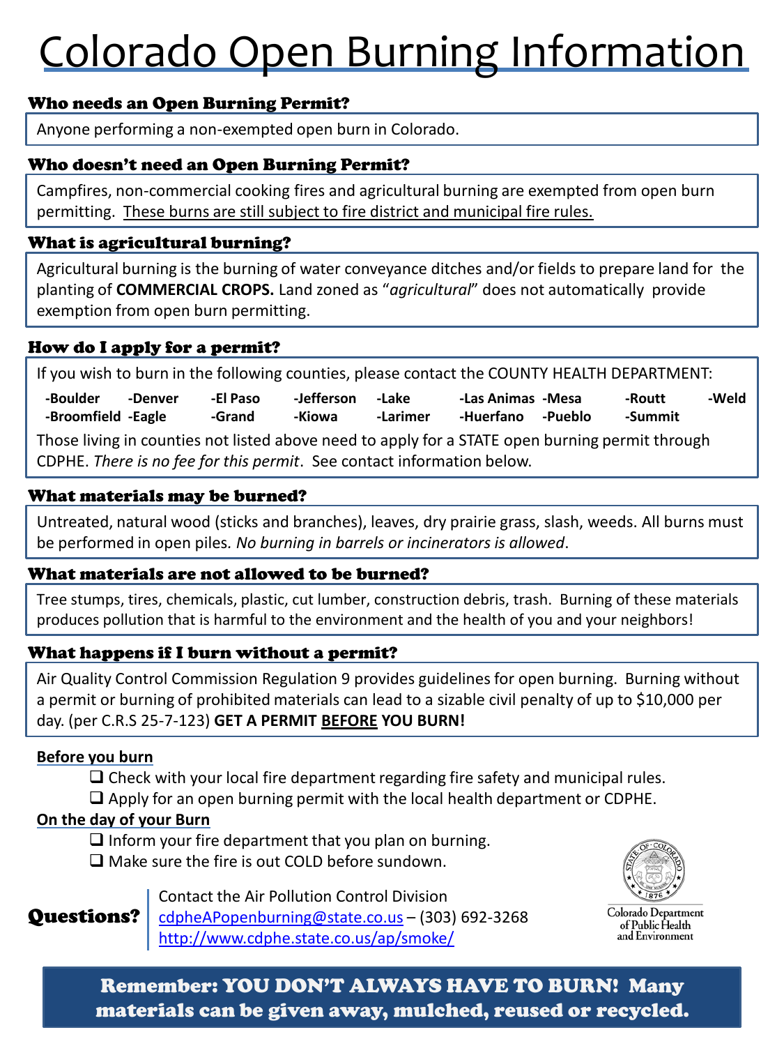# Colorado Open Burning Information

### Who needs an Open Burning Permit?

Anyone performing a non-exempted open burn in Colorado.

### Who doesn't need an Open Burning Permit?

Campfires, non-commercial cooking fires and agricultural burning are exempted from open burn permitting. These burns are still subject to fire district and municipal fire rules.

### What is agricultural burning?

Agricultural burning is the burning of water conveyance ditches and/or fields to prepare land for the planting of **COMMERCIAL CROPS.** Land zoned as "*agricultural*" does not automatically provide exemption from open burn permitting.

### How do I apply for a permit?

If you wish to burn in the following counties, please contact the COUNTY HEALTH DEPARTMENT:

| | | | | | | | | |
|---|---|---|---|---|---|---|---|---|
| **-Boulder** | **-Denver** | **-El Paso** | **-Jefferson** | **-Lake** | **-Las Animas** | **-Mesa** | **-Routt** | **-Weld** |
| **-Broomfield** | **-Eagle** | **-Grand** | **-Kiowa** | **-Larimer** | **-Huerfano** | **-Pueblo** | **-Summit** | |

Those living in counties not listed above need to apply for a STATE open burning permit through CDPHE. *There is no fee for this permit*. See contact information below.

### What materials may be burned?

Untreated, natural wood (sticks and branches), leaves, dry prairie grass, slash, weeds. All burns must be performed in open piles. *No burning in barrels or incinerators is allowed*.

### What materials are not allowed to be burned?

Tree stumps, tires, chemicals, plastic, cut lumber, construction debris, trash. Burning of these materials produces pollution that is harmful to the environment and the health of you and your neighbors!

### What happens if I burn without a permit?

Air Quality Control Commission Regulation 9 provides guidelines for open burning. Burning without a permit or burning of prohibited materials can lead to a sizable civil penalty of up to $10,000 per day. (per C.R.S 25-7-123) **GET A PERMIT BEFORE YOU BURN!**

**Before you burn**

- ❑ Check with your local fire department regarding fire safety and municipal rules.
- ❑ Apply for an open burning permit with the local health department or CDPHE.

**On the day of your Burn**

- ❑ Inform your fire department that you plan on burning.
- ❑ Make sure the fire is out COLD before sundown.

**Questions?**

Contact the Air Pollution Control Division
cdpheAPopenburning@state.co.us – (303) 692-3268
http://www.cdphe.state.co.us/ap/smoke/

Colorado Department of Public Health and Environment

**Remember: YOU DON'T ALWAYS HAVE TO BURN! Many materials can be given away, mulched, reused or recycled.**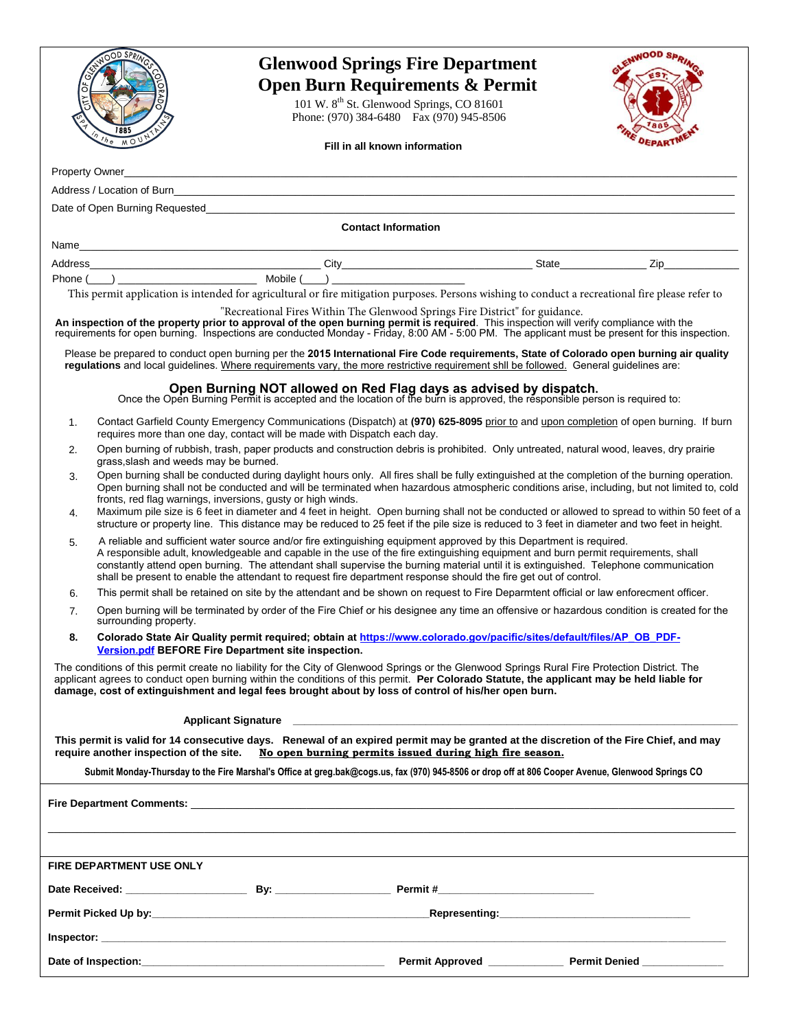# Glenwood Springs Fire Department
# Open Burn Requirements & Permit

101 W. 8th St. Glenwood Springs, CO 81601
Phone: (970) 384-6480 Fax (970) 945-8506

**Fill in all known information**

Property Owner\_\_\_\_\_\_\_\_\_\_\_\_\_\_\_\_\_\_\_\_\_\_\_\_\_\_\_\_\_\_\_\_\_\_\_\_\_\_\_\_

Address / Location of Burn\_\_\_\_\_\_\_\_\_\_\_\_\_\_\_\_\_\_\_\_\_\_\_\_\_\_\_\_\_\_\_\_\_\_\_\_

Date of Open Burning Requested\_\_\_\_\_\_\_\_\_\_\_\_\_\_\_\_\_\_\_\_\_\_\_\_\_\_\_\_\_\_\_\_\_\_

**Contact Information**

Name\_\_\_\_\_\_\_\_\_\_\_\_\_\_\_\_\_\_\_\_\_\_\_\_\_\_\_\_\_\_\_\_\_\_\_\_\_\_\_\_\_\_\_\_\_\_\_\_

Address\_\_\_\_\_\_\_\_\_\_\_\_\_\_\_\_\_\_\_\_ City\_\_\_\_\_\_\_\_\_\_\_\_\_\_\_\_\_\_ State\_\_\_\_\_\_\_\_ Zip\_\_\_\_\_\_\_\_

Phone (\_\_\_\_) \_\_\_\_\_\_\_\_\_\_\_\_\_\_\_\_ Mobile (\_\_\_\_) \_\_\_\_\_\_\_\_\_\_\_\_\_\_\_\_

This permit application is intended for agricultural or fire mitigation purposes. Persons wishing to conduct a recreational fire please refer to "Recreational Fires Within The Glenwood Springs Fire District" for guidance.

**An inspection of the property prior to approval of the open burning permit is required**. This inspection will verify compliance with the requirements for open burning. Inspections are conducted Monday - Friday, 8:00 AM - 5:00 PM. The applicant must be present for this inspection.

Please be prepared to conduct open burning per the **2015 International Fire Code requirements, State of Colorado open burning air quality regulations** and local guidelines. Where requirements vary, the more restrictive requirement shll be followed. General guidelines are:

**Open Burning NOT allowed on Red Flag days as advised by dispatch.**

Once the Open Burning Permit is accepted and the location of the burn is approved, the responsible person is required to:

1. Contact Garfield County Emergency Communications (Dispatch) at **(970) 625-8095** prior to and upon completion of open burning. If burn requires more than one day, contact will be made with Dispatch each day.
2. Open burning of rubbish, trash, paper products and construction debris is prohibited. Only untreated, natural wood, leaves, dry prairie grass,slash and weeds may be burned.
3. Open burning shall be conducted during daylight hours only. All fires shall be fully extinguished at the completion of the burning operation. Open burning shall not be conducted and will be terminated when hazardous atmospheric conditions arise, including, but not limited to, cold fronts, red flag warnings, inversions, gusty or high winds.
4. Maximum pile size is 6 feet in diameter and 4 feet in height. Open burning shall not be conducted or allowed to spread to within 50 feet of a structure or property line. This distance may be reduced to 25 feet if the pile size is reduced to 3 feet in diameter and two feet in height.
5. A reliable and sufficient water source and/or fire extinguishing equipment approved by this Department is required. A responsible adult, knowledgeable and capable in the use of the fire extinguishing equipment and burn permit requirements, shall constantly attend open burning. The attendant shall supervise the burning material until it is extinguished. Telephone communication shall be present to enable the attendant to request fire department response should the fire get out of control.
6. This permit shall be retained on site by the attendant and be shown on request to Fire Deparmtent official or law enforecment officer.
7. Open burning will be terminated by order of the Fire Chief or his designee any time an offensive or hazardous condition is created for the surrounding property.
8. **Colorado State Air Quality permit required; obtain at https://www.colorado.gov/pacific/sites/default/files/AP_OB_PDF-Version.pdf BEFORE Fire Department site inspection.**

The conditions of this permit create no liability for the City of Glenwood Springs or the Glenwood Springs Rural Fire Protection District. The applicant agrees to conduct open burning within the conditions of this permit. **Per Colorado Statute, the applicant may be held liable for damage, cost of extinguishment and legal fees brought about by loss of control of his/her open burn.**

**Applicant Signature** \_\_\_\_\_\_\_\_\_\_\_\_\_\_\_\_\_\_\_\_\_\_\_\_\_\_\_\_\_\_\_\_\_\_\_\_

**This permit is valid for 14 consecutive days. Renewal of an expired permit may be granted at the discretion of the Fire Chief, and may require another inspection of the site.** **No open burning permits issued during high fire season.**

**Submit Monday-Thursday to the Fire Marshal's Office at greg.bak@cogs.us, fax (970) 945-8506 or drop off at 806 Cooper Avenue, Glenwood Springs CO**

**Fire Department Comments:** \_\_\_\_\_\_\_\_\_\_\_\_\_\_\_\_\_\_\_\_\_\_\_\_\_\_\_\_\_\_\_\_\_\_\_\_

\_\_\_\_\_\_\_\_\_\_\_\_\_\_\_\_\_\_\_\_\_\_\_\_\_\_\_\_\_\_\_\_\_\_\_\_\_\_\_\_\_\_\_\_\_\_\_\_\_\_\_\_\_\_\_\_

**FIRE DEPARTMENT USE ONLY**

**Date Received:** \_\_\_\_\_\_\_\_\_\_\_\_ **By:** \_\_\_\_\_\_\_\_\_\_\_\_ **Permit #**\_\_\_\_\_\_\_\_\_\_\_\_

**Permit Picked Up by:**\_\_\_\_\_\_\_\_\_\_\_\_\_\_\_\_\_\_\_\_\_\_\_\_ **Representing:**\_\_\_\_\_\_\_\_\_\_\_\_\_\_\_\_\_\_

**Inspector:** \_\_\_\_\_\_\_\_\_\_\_\_\_\_\_\_\_\_\_\_\_\_\_\_\_\_\_\_\_\_\_\_\_\_\_\_\_\_\_\_\_\_\_\_\_\_

**Date of Inspection:**\_\_\_\_\_\_\_\_\_\_\_\_\_\_\_\_\_\_\_\_ **Permit Approved** \_\_\_\_\_\_\_\_ **Permit Denied** \_\_\_\_\_\_\_\_